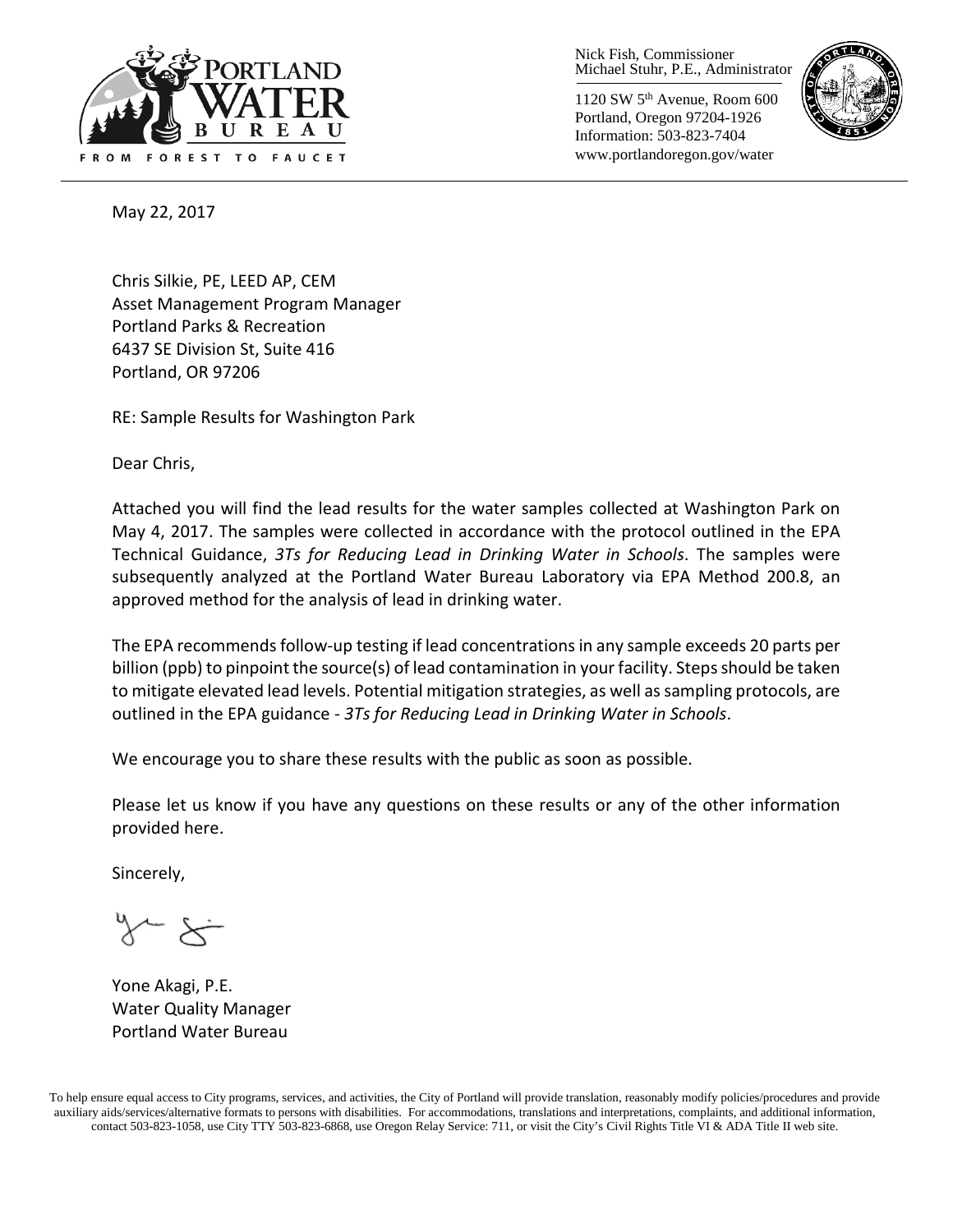PORTLAND WATER BUREAU

FROM FOREST TO FAUCET

Nick Fish, Commissioner
Michael Stuhr, P.E., Administrator

1120 SW 5th Avenue, Room 600
Portland, Oregon 97204-1926
Information: 503-823-7404
www.portlandoregon.gov/water

May 22, 2017

Chris Silkie, PE, LEED AP, CEM
Asset Management Program Manager
Portland Parks & Recreation
6437 SE Division St, Suite 416
Portland, OR 97206

RE: Sample Results for Washington Park

Dear Chris,

Attached you will find the lead results for the water samples collected at Washington Park on May 4, 2017. The samples were collected in accordance with the protocol outlined in the EPA Technical Guidance, *3Ts for Reducing Lead in Drinking Water in Schools*. The samples were subsequently analyzed at the Portland Water Bureau Laboratory via EPA Method 200.8, an approved method for the analysis of lead in drinking water.

The EPA recommends follow-up testing if lead concentrations in any sample exceeds 20 parts per billion (ppb) to pinpoint the source(s) of lead contamination in your facility. Steps should be taken to mitigate elevated lead levels. Potential mitigation strategies, as well as sampling protocols, are outlined in the EPA guidance - *3Ts for Reducing Lead in Drinking Water in Schools*.

We encourage you to share these results with the public as soon as possible.

Please let us know if you have any questions on these results or any of the other information provided here.

Sincerely,

Yone Akagi, P.E.
Water Quality Manager
Portland Water Bureau

To help ensure equal access to City programs, services, and activities, the City of Portland will provide translation, reasonably modify policies/procedures and provide auxiliary aids/services/alternative formats to persons with disabilities. For accommodations, translations and interpretations, complaints, and additional information, contact 503-823-1058, use City TTY 503-823-6868, use Oregon Relay Service: 711, or visit the City's Civil Rights Title VI & ADA Title II web site.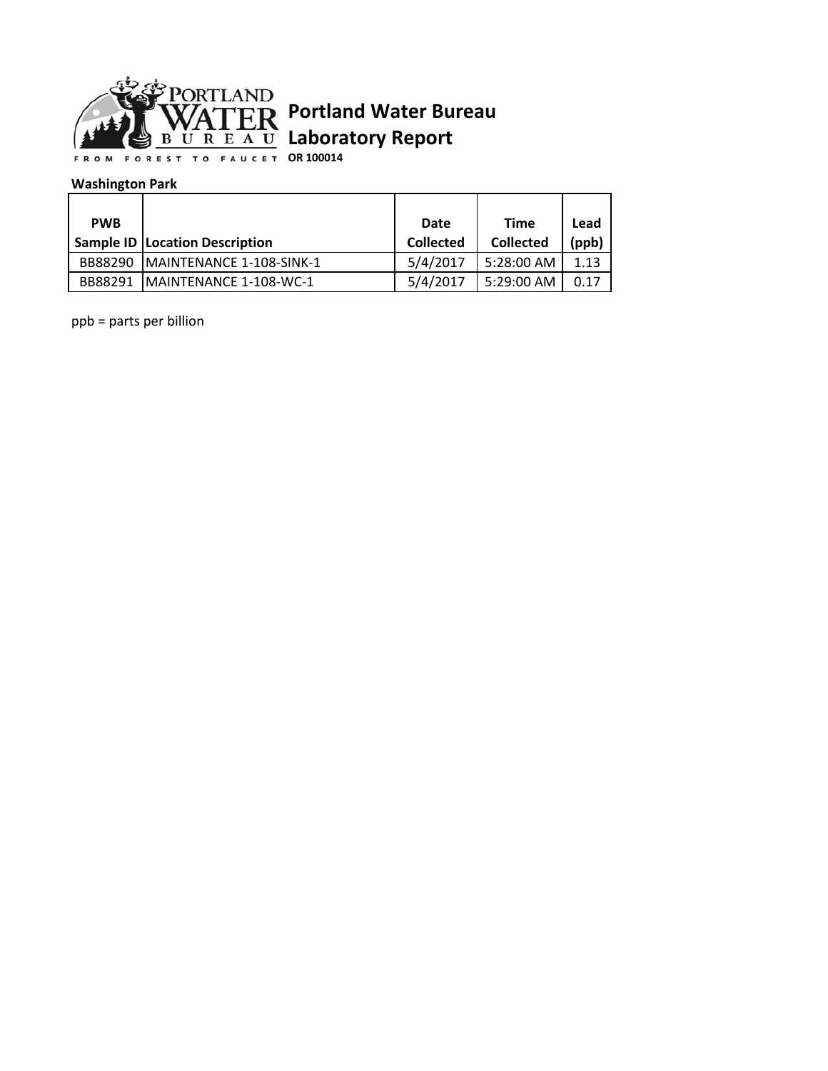# Portland Water Bureau
## Laboratory Report
**OR 100014**

FROM FOREST TO FAUCET

**Washington Park**

| PWB Sample ID | Location Description | Date Collected | Time Collected | Lead (ppb) |
|---|---|---|---|---|
| BB88290 | MAINTENANCE 1-108-SINK-1 | 5/4/2017 | 5:28:00 AM | 1.13 |
| BB88291 | MAINTENANCE 1-108-WC-1 | 5/4/2017 | 5:29:00 AM | 0.17 |

ppb = parts per billion